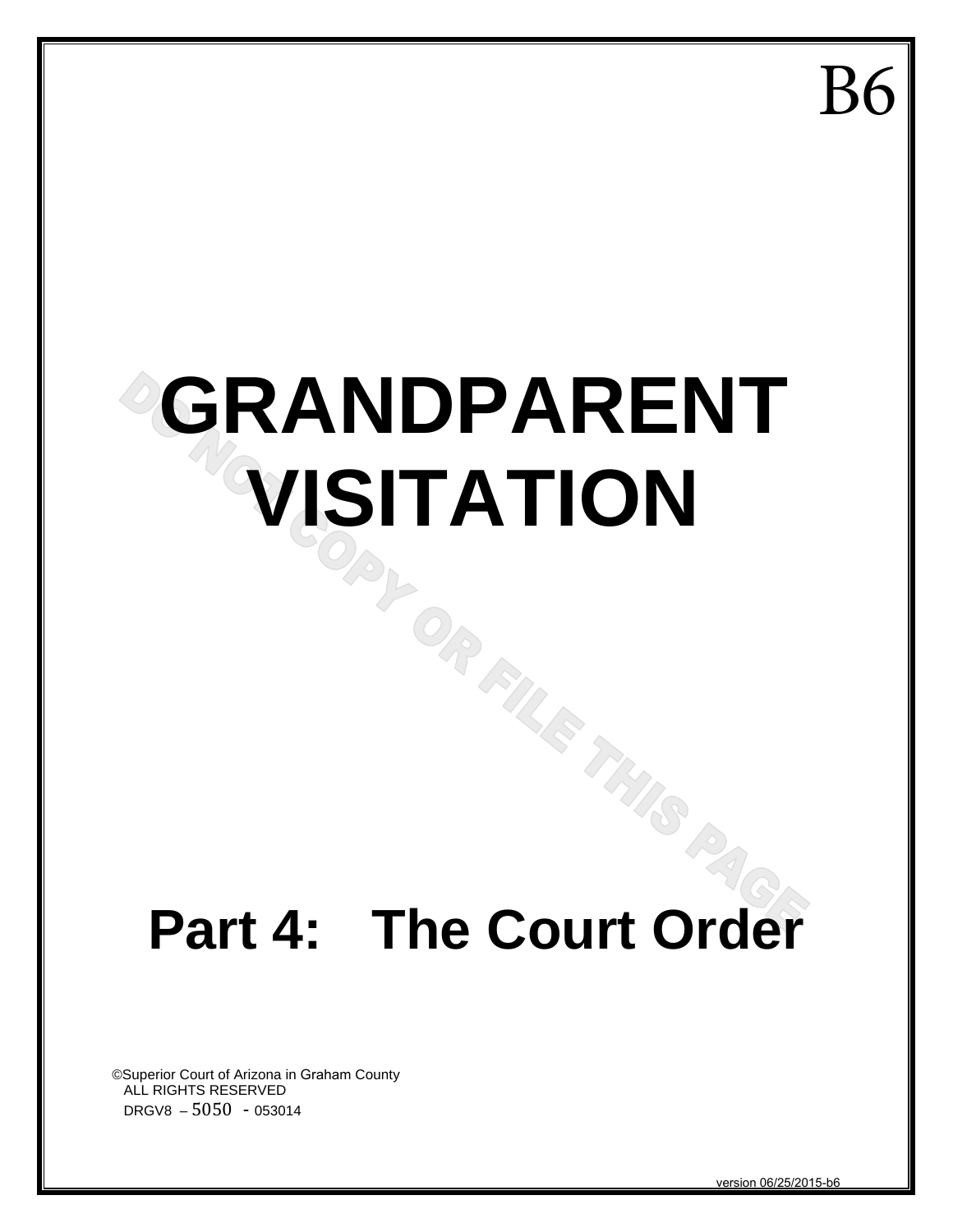B6

# GRANDPARENT VISITATION

DO NOT COPY OR FILE THIS PAGE

# Part 4: The Court Order

©Superior Court of Arizona in Graham County
ALL RIGHTS RESERVED
DRGV8 – 5050 - 053014

version 06/25/2015-b6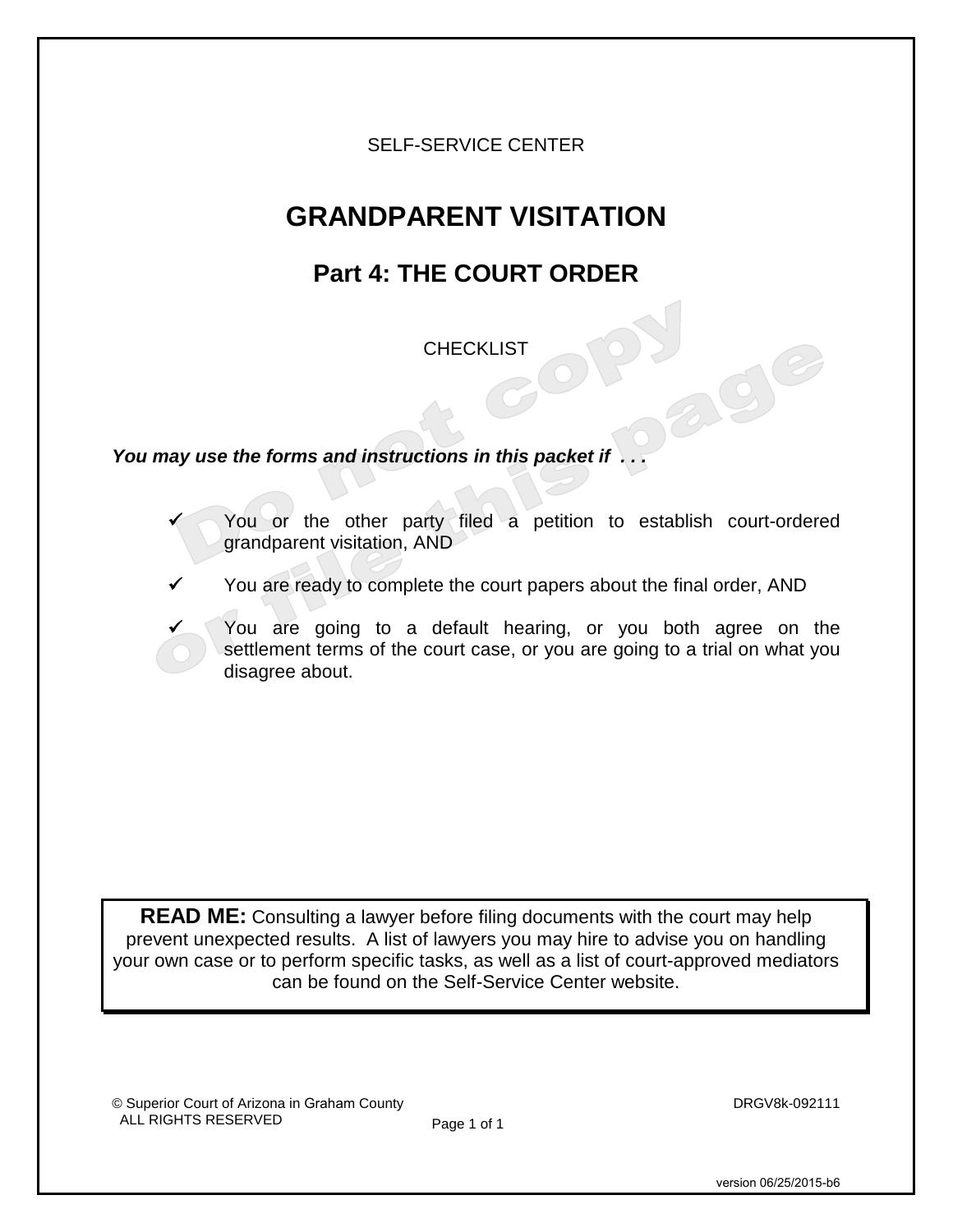SELF-SERVICE CENTER

# GRANDPARENT VISITATION

## Part 4: THE COURT ORDER

CHECKLIST

***You may use the forms and instructions in this packet if . . .***

- ✓ You or the other party filed a petition to establish court-ordered grandparent visitation, AND
- ✓ You are ready to complete the court papers about the final order, AND
- ✓ You are going to a default hearing, or you both agree on the settlement terms of the court case, or you are going to a trial on what you disagree about.

**READ ME:** Consulting a lawyer before filing documents with the court may help prevent unexpected results. A list of lawyers you may hire to advise you on handling your own case or to perform specific tasks, as well as a list of court-approved mediators can be found on the Self-Service Center website.

© Superior Court of Arizona in Graham County
ALL RIGHTS RESERVED

DRGV8k-092111

version 06/25/2015-b6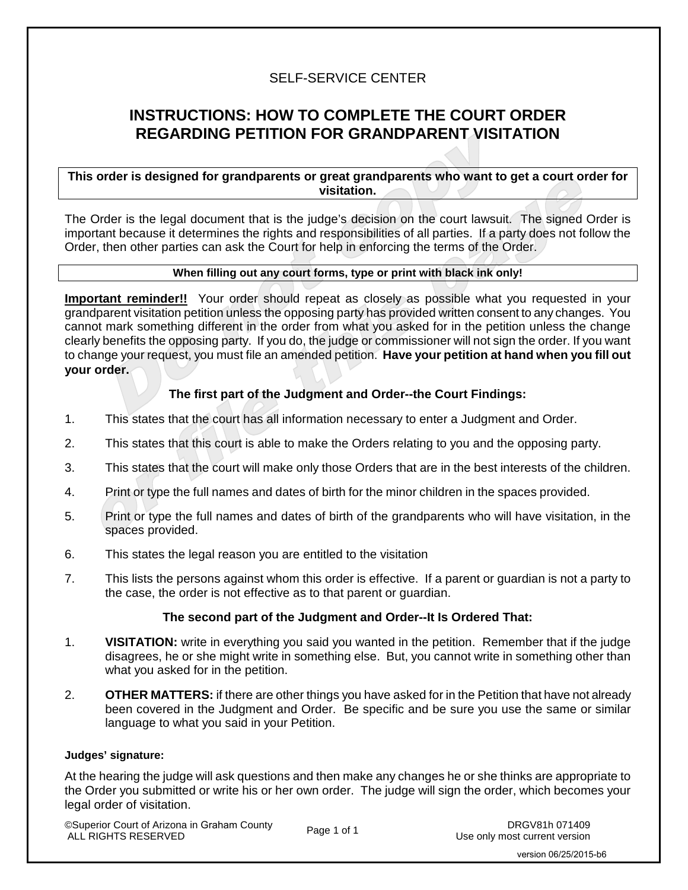SELF-SERVICE CENTER

# INSTRUCTIONS: HOW TO COMPLETE THE COURT ORDER REGARDING PETITION FOR GRANDPARENT VISITATION

**This order is designed for grandparents or great grandparents who want to get a court order for visitation.**

The Order is the legal document that is the judge's decision on the court lawsuit. The signed Order is important because it determines the rights and responsibilities of all parties. If a party does not follow the Order, then other parties can ask the Court for help in enforcing the terms of the Order.

**When filling out any court forms, type or print with black ink only!**

**Important reminder!!** Your order should repeat as closely as possible what you requested in your grandparent visitation petition unless the opposing party has provided written consent to any changes. You cannot mark something different in the order from what you asked for in the petition unless the change clearly benefits the opposing party. If you do, the judge or commissioner will not sign the order. If you want to change your request, you must file an amended petition. **Have your petition at hand when you fill out your order.**

### The first part of the Judgment and Order--the Court Findings:

1. This states that the court has all information necessary to enter a Judgment and Order.
2. This states that this court is able to make the Orders relating to you and the opposing party.
3. This states that the court will make only those Orders that are in the best interests of the children.
4. Print or type the full names and dates of birth for the minor children in the spaces provided.
5. Print or type the full names and dates of birth of the grandparents who will have visitation, in the spaces provided.
6. This states the legal reason you are entitled to the visitation
7. This lists the persons against whom this order is effective. If a parent or guardian is not a party to the case, the order is not effective as to that parent or guardian.

### The second part of the Judgment and Order--It Is Ordered That:

1. **VISITATION:** write in everything you said you wanted in the petition. Remember that if the judge disagrees, he or she might write in something else. But, you cannot write in something other than what you asked for in the petition.
2. **OTHER MATTERS:** if there are other things you have asked for in the Petition that have not already been covered in the Judgment and Order. Be specific and be sure you use the same or similar language to what you said in your Petition.

**Judges' signature:**

At the hearing the judge will ask questions and then make any changes he or she thinks are appropriate to the Order you submitted or write his or her own order. The judge will sign the order, which becomes your legal order of visitation.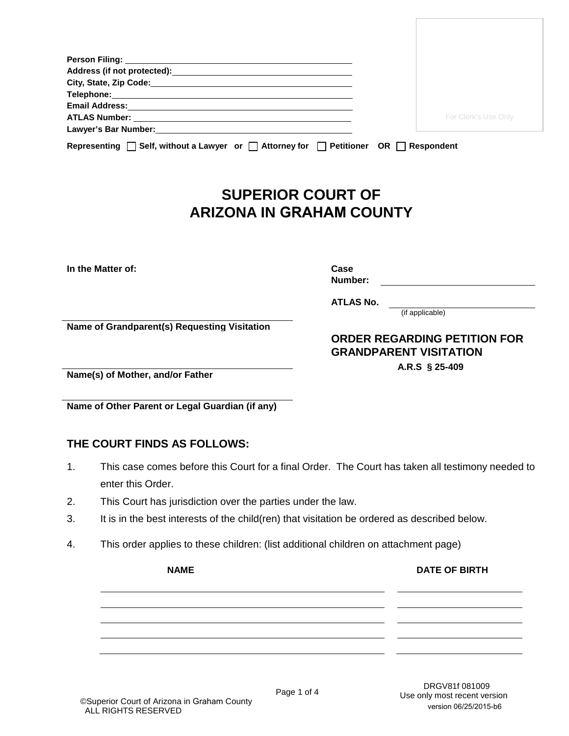Person Filing: ______________________________

Address (if not protected): ______________________________

City, State, Zip Code: ______________________________

Telephone: ______________________________

Email Address: ______________________________

ATLAS Number: ______________________________

Lawyer's Bar Number: ______________________________

Representing ☐ Self, without a Lawyer or ☐ Attorney for ☐ Petitioner OR ☐ Respondent

For Clerk's Use Only

# SUPERIOR COURT OF ARIZONA IN GRAHAM COUNTY

In the Matter of:

______________________________
Name of Grandparent(s) Requesting Visitation

______________________________
Name(s) of Mother, and/or Father

______________________________
Name of Other Parent or Legal Guardian (if any)

Case Number: ______________________________

ATLAS No. ______________________________ (if applicable)

**ORDER REGARDING PETITION FOR GRANDPARENT VISITATION**

**A.R.S § 25-409**

## THE COURT FINDS AS FOLLOWS:

1. This case comes before this Court for a final Order. The Court has taken all testimony needed to enter this Order.
2. This Court has jurisdiction over the parties under the law.
3. It is in the best interests of the child(ren) that visitation be ordered as described below.
4. This order applies to these children: (list additional children on attachment page)

| NAME | DATE OF BIRTH |
|---|---|
| | |
| | |
| | |
| | |
| | |

DRGV81f 081009
Use only most recent version
version 06/25/2015-b6

©Superior Court of Arizona in Graham County
ALL RIGHTS RESERVED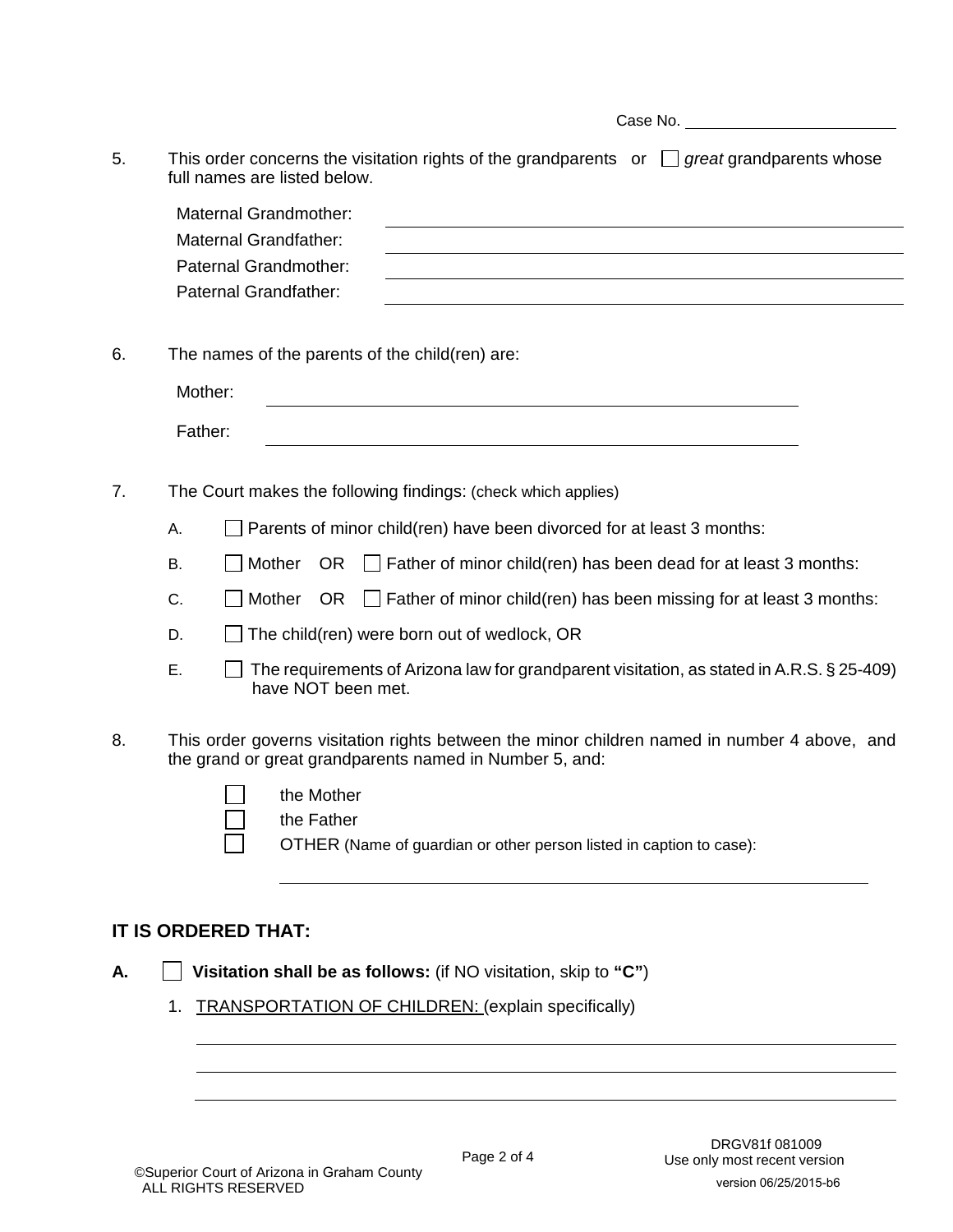Case No. ________________________

5. This order concerns the visitation rights of the grandparents or ☐ *great* grandparents whose full names are listed below.

   Maternal Grandmother: ______________________________
   Maternal Grandfather: ______________________________
   Paternal Grandmother: ______________________________
   Paternal Grandfather: ______________________________

6. The names of the parents of the child(ren) are:

   Mother: ______________________________

   Father: ______________________________

7. The Court makes the following findings: (check which applies)

   A. ☐ Parents of minor child(ren) have been divorced for at least 3 months:

   B. ☐ Mother OR ☐ Father of minor child(ren) has been dead for at least 3 months:

   C. ☐ Mother OR ☐ Father of minor child(ren) has been missing for at least 3 months:

   D. ☐ The child(ren) were born out of wedlock, OR

   E. ☐ The requirements of Arizona law for grandparent visitation, as stated in A.R.S. § 25-409) have NOT been met.

8. This order governs visitation rights between the minor children named in number 4 above, and the grand or great grandparents named in Number 5, and:

   ☐ the Mother
   ☐ the Father
   ☐ OTHER (Name of guardian or other person listed in caption to case):

   ______________________________

## IT IS ORDERED THAT:

**A.** ☐ **Visitation shall be as follows:** (if NO visitation, skip to **"C"**)

1. TRANSPORTATION OF CHILDREN: (explain specifically)

   ______________________________
   ______________________________
   ______________________________

DRGV81f 081009
Use only most recent version

©Superior Court of Arizona in Graham County
ALL RIGHTS RESERVED

version 06/25/2015-b6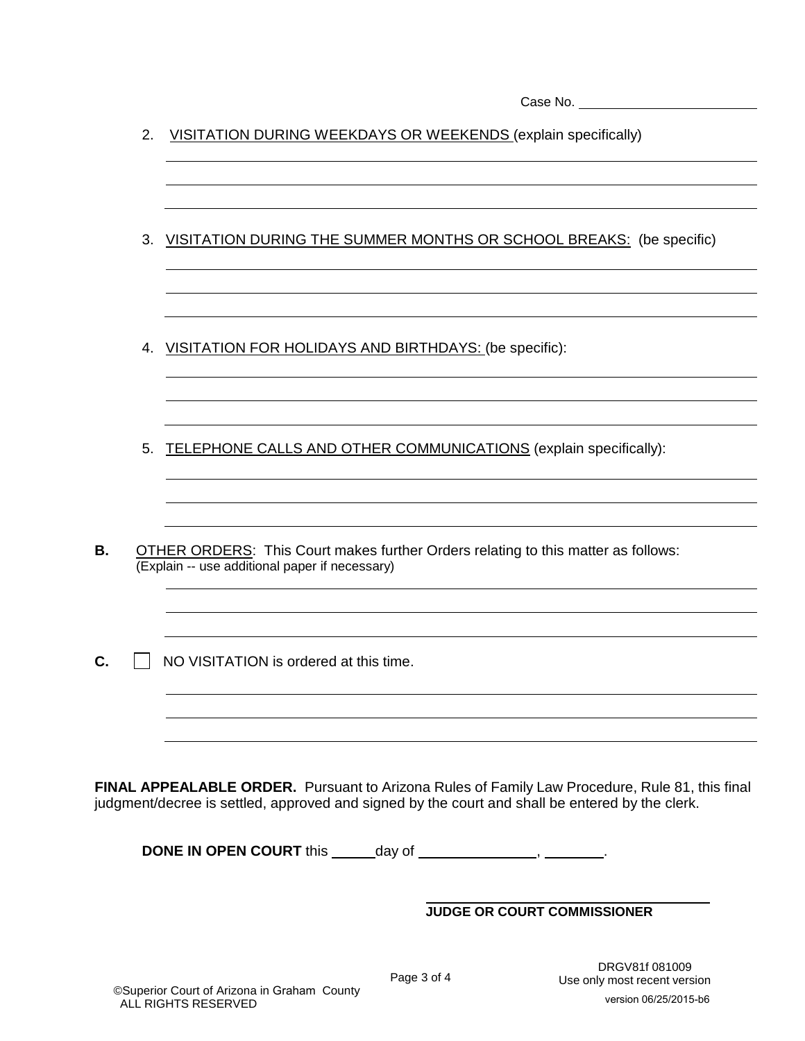Case No. ________________________

2. VISITATION DURING WEEKDAYS OR WEEKENDS (explain specifically)

_______________________________________________

_______________________________________________

_______________________________________________

3. VISITATION DURING THE SUMMER MONTHS OR SCHOOL BREAKS: (be specific)

_______________________________________________

_______________________________________________

_______________________________________________

4. VISITATION FOR HOLIDAYS AND BIRTHDAYS: (be specific):

_______________________________________________

_______________________________________________

_______________________________________________

5. TELEPHONE CALLS AND OTHER COMMUNICATIONS (explain specifically):

_______________________________________________

_______________________________________________

_______________________________________________

**B.** OTHER ORDERS: This Court makes further Orders relating to this matter as follows:
(Explain -- use additional paper if necessary)

_______________________________________________

_______________________________________________

_______________________________________________

**C.** ☐ NO VISITATION is ordered at this time.

_______________________________________________

_______________________________________________

_______________________________________________

**FINAL APPEALABLE ORDER.** Pursuant to Arizona Rules of Family Law Procedure, Rule 81, this final judgment/decree is settled, approved and signed by the court and shall be entered by the clerk.

**DONE IN OPEN COURT** this _____ day of _______________, _______.

_______________________________
**JUDGE OR COURT COMMISSIONER**

©Superior Court of Arizona in Graham County
ALL RIGHTS RESERVED

DRGV81f 081009
Use only most recent version
version 06/25/2015-b6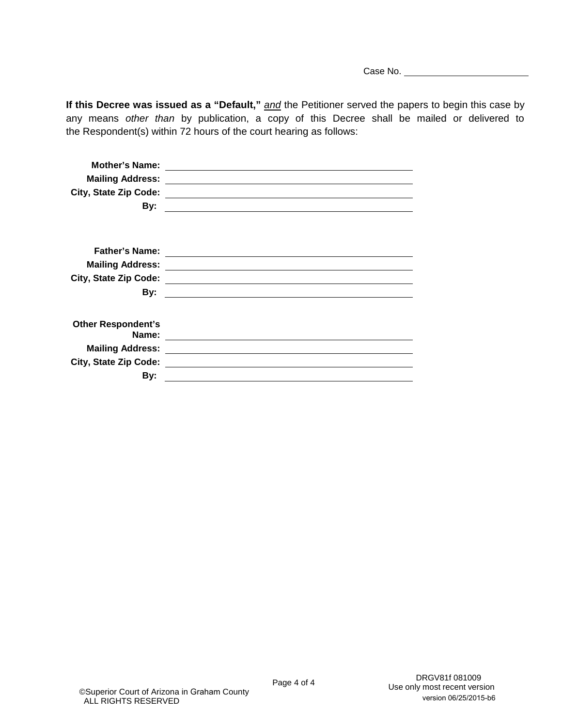Case No. ______________________

**If this Decree was issued as a "Default,"** _and_ the Petitioner served the papers to begin this case by any means *other than* by publication, a copy of this Decree shall be mailed or delivered to the Respondent(s) within 72 hours of the court hearing as follows:

**Mother's Name:** ______________________________________
**Mailing Address:** ______________________________________
**City, State Zip Code:** ______________________________________
**By:** ______________________________________

**Father's Name:** ______________________________________
**Mailing Address:** ______________________________________
**City, State Zip Code:** ______________________________________
**By:** ______________________________________

**Other Respondent's Name:** ______________________________________
**Mailing Address:** ______________________________________
**City, State Zip Code:** ______________________________________
**By:** ______________________________________

©Superior Court of Arizona in Graham County
ALL RIGHTS RESERVED

DRGV81f 081009
Use only most recent version
version 06/25/2015-b6